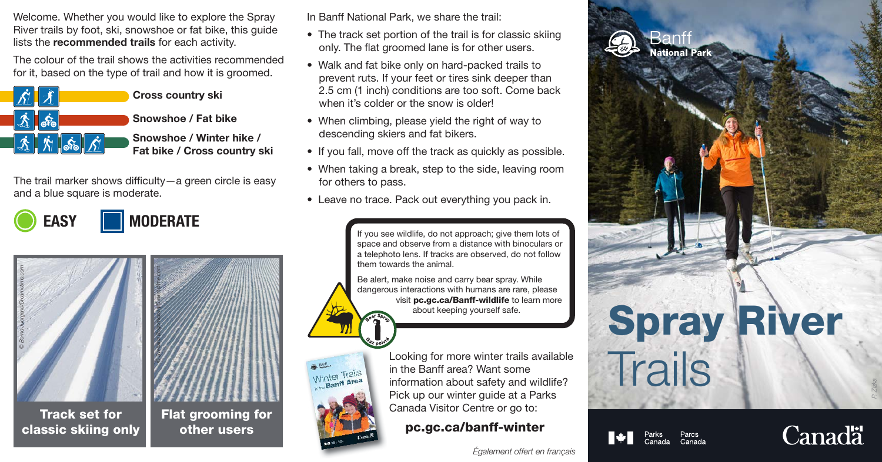Welcome. Whether you would like to explore the Spray River trails by foot, ski, snowshoe or fat bike, this guide lists the **recommended trails** for each activity.

The colour of the trail shows the activities recommended for it, based on the type of trail and how it is groomed.

**Cross country ski**

**Snowshoe / Fat bike**

**Snowshoe / Winter hike / Fat bike / Cross country ski**

The trail marker shows difficulty—a green circle is easy and a blue square is moderate.

**EASY** **MODERATE**

© Bernd Juergens/Dreamstime.com

**Track set for classic skiing only**

**Flat grooming for other users**

In Banff National Park, we share the trail:

- The track set portion of the trail is for classic skiing only. The flat groomed lane is for other users.
- Walk and fat bike only on hard-packed trails to prevent ruts. If your feet or tires sink deeper than 2.5 cm (1 inch) conditions are too soft. Come back when it's colder or the snow is older!
- When climbing, please yield the right of way to descending skiers and fat bikers.
- If you fall, move off the track as quickly as possible.
- When taking a break, step to the side, leaving room for others to pass.
- Leave no trace. Pack out everything you pack in.

If you see wildlife, do not approach; give them lots of space and observe from a distance with binoculars or a telephoto lens. If tracks are observed, do not follow them towards the animal.

Be alert, make noise and carry bear spray. While dangerous interactions with humans are rare, please visit **pc.gc.ca/Banff-wildlife** to learn more about keeping yourself safe.

Looking for more winter trails available in the Banff area? Want some information about safety and wildlife? Pick up our winter guide at a Parks Canada Visitor Centre or go to:

**pc.gc.ca/banff-winter**

*Également offert en français*

Banff National Park

# Spray River Trails

*P. Zizka*

Parks Canada Parcs Canada

Canada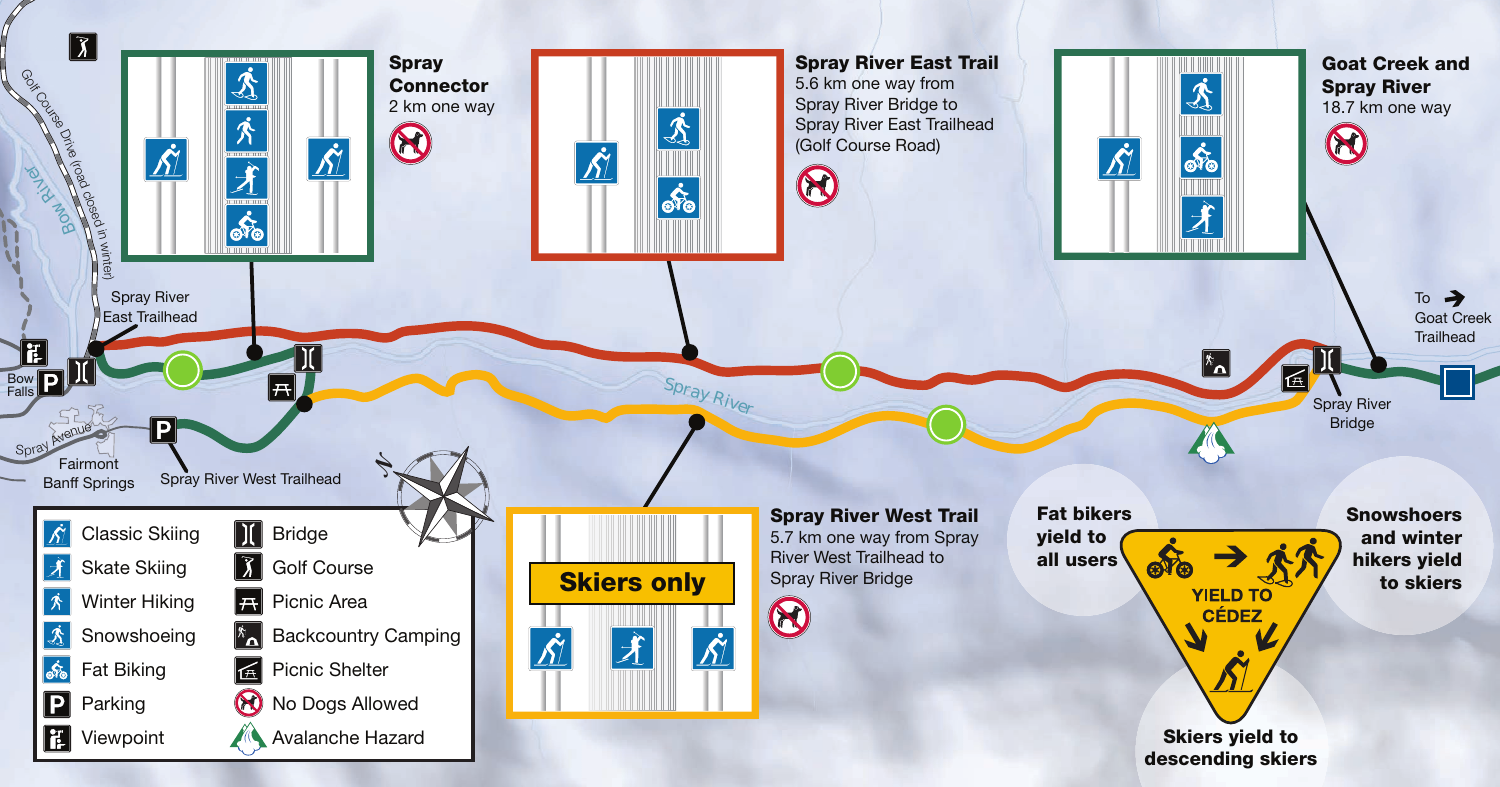## Spray Connector

2 km one way

## Spray River East Trail

5.6 km one way from Spray River Bridge to Spray River East Trailhead (Golf Course Road)

## Goat Creek and Spray River

18.7 km one way

## Spray River West Trail

5.7 km one way from Spray River West Trailhead to Spray River Bridge

Skiers only

Golf Course Drive (road closed in winter)

Bow River

Spray River East Trailhead

Bow Falls

Spray Avenue

Fairmont Banff Springs

Spray River West Trailhead

Spray River

Spray River Bridge

To → Goat Creek Trailhead

N

- Classic Skiing
- Skate Skiing
- Winter Hiking
- Snowshoeing
- Fat Biking
- Parking
- Viewpoint
- Bridge
- Golf Course
- Picnic Area
- Backcountry Camping
- Picnic Shelter
- No Dogs Allowed
- Avalanche Hazard

**Fat bikers yield to all users**

**Snowshoers and winter hikers yield to skiers**

YIELD TO CÉDEZ

**Skiers yield to descending skiers**